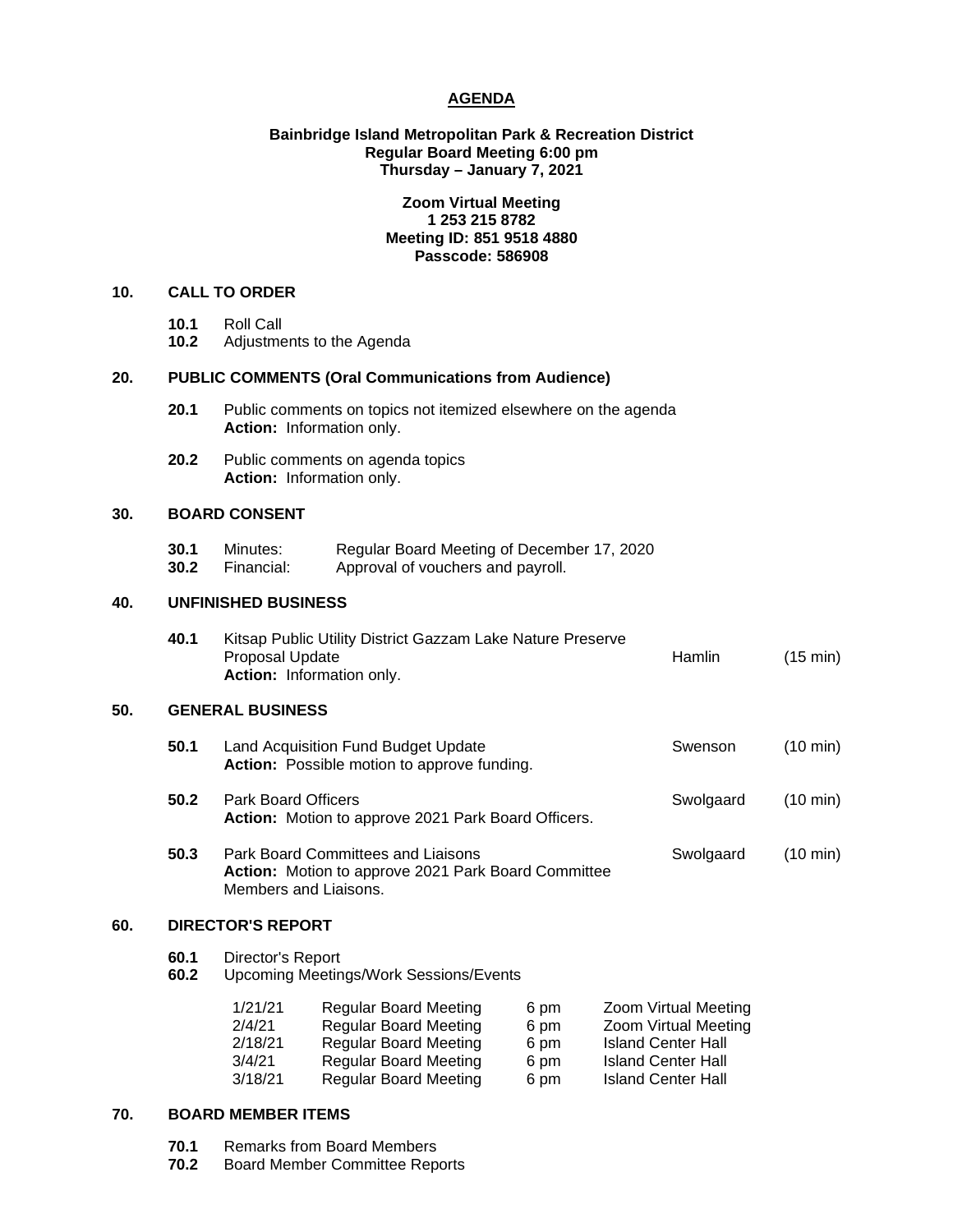# AGENDA

**Bainbridge Island Metropolitan Park & Recreation District**
**Regular Board Meeting 6:00 pm**
**Thursday – January 7, 2021**

**Zoom Virtual Meeting**
**1 253 215 8782**
**Meeting ID: 851 9518 4880**
**Passcode: 586908**

## 10. CALL TO ORDER

**10.1** Roll Call
**10.2** Adjustments to the Agenda

## 20. PUBLIC COMMENTS (Oral Communications from Audience)

**20.1** Public comments on topics not itemized elsewhere on the agenda
**Action:** Information only.

**20.2** Public comments on agenda topics
**Action:** Information only.

## 30. BOARD CONSENT

**30.1** Minutes: Regular Board Meeting of December 17, 2020
**30.2** Financial: Approval of vouchers and payroll.

## 40. UNFINISHED BUSINESS

**40.1** Kitsap Public Utility District Gazzam Lake Nature Preserve Proposal Update — Hamlin (15 min)
**Action:** Information only.

## 50. GENERAL BUSINESS

**50.1** Land Acquisition Fund Budget Update — Swenson (10 min)
**Action:** Possible motion to approve funding.

**50.2** Park Board Officers — Swolgaard (10 min)
**Action:** Motion to approve 2021 Park Board Officers.

**50.3** Park Board Committees and Liaisons — Swolgaard (10 min)
**Action:** Motion to approve 2021 Park Board Committee Members and Liaisons.

## 60. DIRECTOR'S REPORT

**60.1** Director's Report
**60.2** Upcoming Meetings/Work Sessions/Events

| Date | Meeting | Time | Location |
|---|---|---|---|
| 1/21/21 | Regular Board Meeting | 6 pm | Zoom Virtual Meeting |
| 2/4/21 | Regular Board Meeting | 6 pm | Zoom Virtual Meeting |
| 2/18/21 | Regular Board Meeting | 6 pm | Island Center Hall |
| 3/4/21 | Regular Board Meeting | 6 pm | Island Center Hall |
| 3/18/21 | Regular Board Meeting | 6 pm | Island Center Hall |

## 70. BOARD MEMBER ITEMS

**70.1** Remarks from Board Members
**70.2** Board Member Committee Reports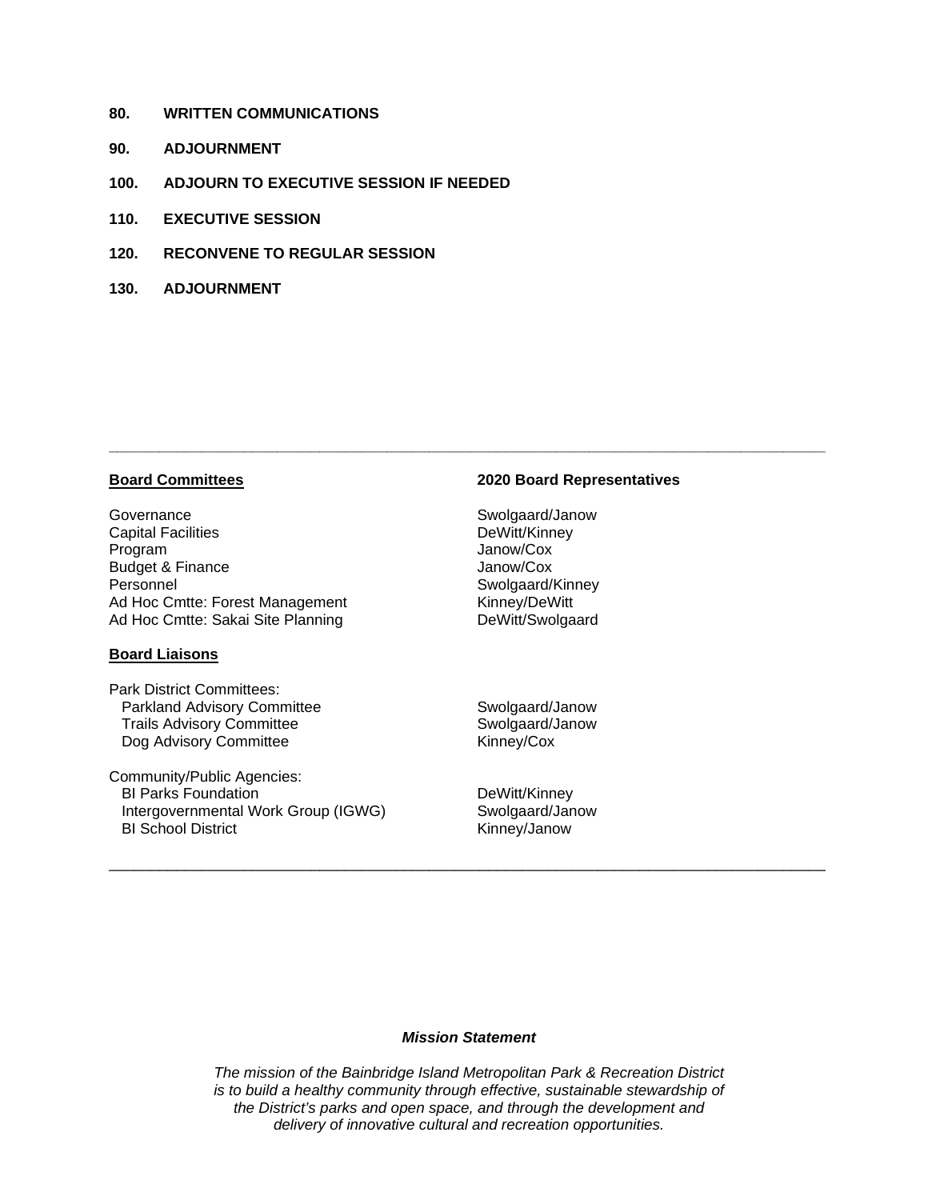**80. WRITTEN COMMUNICATIONS**

**90. ADJOURNMENT**

**100. ADJOURN TO EXECUTIVE SESSION IF NEEDED**

**110. EXECUTIVE SESSION**

**120. RECONVENE TO REGULAR SESSION**

**130. ADJOURNMENT**

---

| **Board Committees** | **2020 Board Representatives** |
|---|---|
| Governance | Swolgaard/Janow |
| Capital Facilities | DeWitt/Kinney |
| Program | Janow/Cox |
| Budget & Finance | Janow/Cox |
| Personnel | Swolgaard/Kinney |
| Ad Hoc Cmtte: Forest Management | Kinney/DeWitt |
| Ad Hoc Cmtte: Sakai Site Planning | DeWitt/Swolgaard |

**Board Liaisons**

| | |
|---|---|
| Park District Committees: | |
| Parkland Advisory Committee | Swolgaard/Janow |
| Trails Advisory Committee | Swolgaard/Janow |
| Dog Advisory Committee | Kinney/Cox |
| Community/Public Agencies: | |
| BI Parks Foundation | DeWitt/Kinney |
| Intergovernmental Work Group (IGWG) | Swolgaard/Janow |
| BI School District | Kinney/Janow |

---

***Mission Statement***

*The mission of the Bainbridge Island Metropolitan Park & Recreation District is to build a healthy community through effective, sustainable stewardship of the District's parks and open space, and through the development and delivery of innovative cultural and recreation opportunities.*